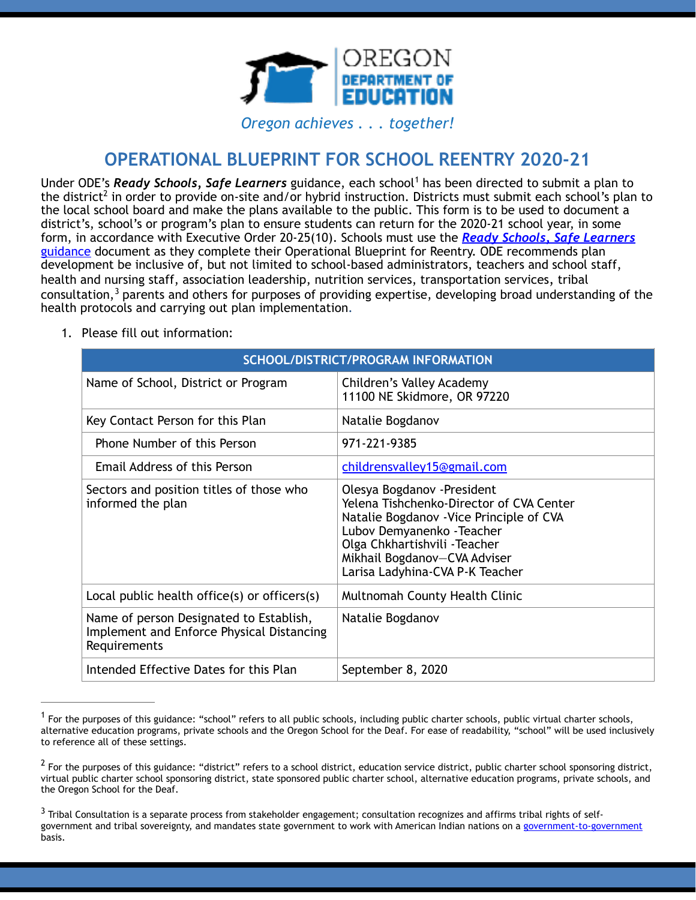Oregon achieves . . . together!

# OPERATIONAL BLUEPRINT FOR SCHOOL REENTRY 2020-21

Under ODE's ***Ready Schools, Safe Learners*** guidance, each school[1] has been directed to submit a plan to the district[2] in order to provide on-site and/or hybrid instruction. Districts must submit each school's plan to the local school board and make the plans available to the public. This form is to be used to document a district's, school's or program's plan to ensure students can return for the 2020-21 school year, in some form, in accordance with Executive Order 20-25(10). Schools must use the [***Ready Schools, Safe Learners*** guidance]() document as they complete their Operational Blueprint for Reentry. ODE recommends plan development be inclusive of, but not limited to school-based administrators, teachers and school staff, health and nursing staff, association leadership, nutrition services, transportation services, tribal consultation,[3] parents and others for purposes of providing expertise, developing broad understanding of the health protocols and carrying out plan implementation.

1. Please fill out information:

| SCHOOL/DISTRICT/PROGRAM INFORMATION | |
|---|---|
| Name of School, District or Program | Children's Valley Academy<br>11100 NE Skidmore, OR 97220 |
| Key Contact Person for this Plan | Natalie Bogdanov |
| Phone Number of this Person | 971-221-9385 |
| Email Address of this Person | childrensvalley15@gmail.com |
| Sectors and position titles of those who informed the plan | Olesya Bogdanov -President<br>Yelena Tishchenko-Director of CVA Center<br>Natalie Bogdanov -Vice Principle of CVA<br>Lubov Demyanenko -Teacher<br>Olga Chkhartishvili -Teacher<br>Mikhail Bogdanov—CVA Adviser<br>Larisa Ladyhina-CVA P-K Teacher |
| Local public health office(s) or officers(s) | Multnomah County Health Clinic |
| Name of person Designated to Establish, Implement and Enforce Physical Distancing Requirements | Natalie Bogdanov |
| Intended Effective Dates for this Plan | September 8, 2020 |

[1] For the purposes of this guidance: "school" refers to all public schools, including public charter schools, public virtual charter schools, alternative education programs, private schools and the Oregon School for the Deaf. For ease of readability, "school" will be used inclusively to reference all of these settings.

[2] For the purposes of this guidance: "district" refers to a school district, education service district, public charter school sponsoring district, virtual public charter school sponsoring district, state sponsored public charter school, alternative education programs, private schools, and the Oregon School for the Deaf.

[3] Tribal Consultation is a separate process from stakeholder engagement; consultation recognizes and affirms tribal rights of self-government and tribal sovereignty, and mandates state government to work with American Indian nations on a government-to-government basis.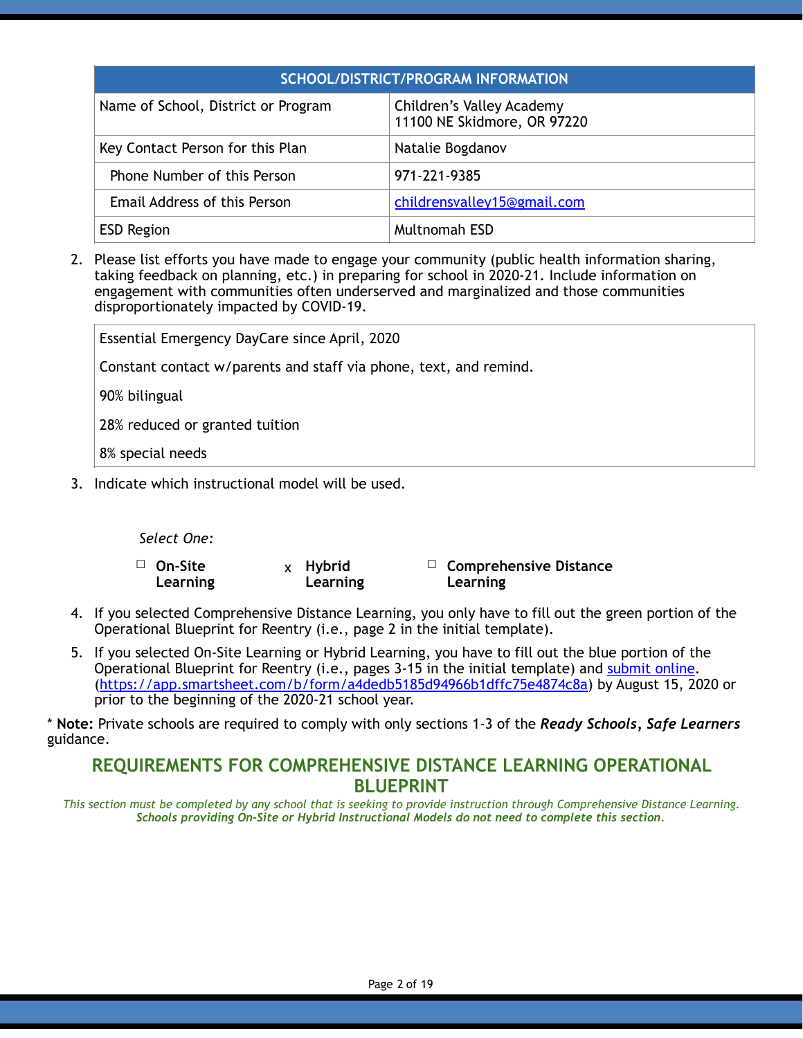| SCHOOL/DISTRICT/PROGRAM INFORMATION | |
|---|---|
| Name of School, District or Program | Children's Valley Academy<br>11100 NE Skidmore, OR 97220 |
| Key Contact Person for this Plan | Natalie Bogdanov |
| Phone Number of this Person | 971-221-9385 |
| Email Address of this Person | [childrensvalley15@gmail.com](mailto:childrensvalley15@gmail.com) |
| ESD Region | Multnomah ESD |

2. Please list efforts you have made to engage your community (public health information sharing, taking feedback on planning, etc.) in preparing for school in 2020-21. Include information on engagement with communities often underserved and marginalized and those communities disproportionately impacted by COVID-19.

| Essential Emergency DayCare since April, 2020<br><br>Constant contact w/parents and staff via phone, text, and remind.<br><br>90% bilingual<br><br>28% reduced or granted tuition<br><br>8% special needs |
|---|

3. Indicate which instructional model will be used.

*Select One:*

☐ **On-Site Learning** x **Hybrid Learning** ☐ **Comprehensive Distance Learning**

4. If you selected Comprehensive Distance Learning, you only have to fill out the green portion of the Operational Blueprint for Reentry (i.e., page 2 in the initial template).

5. If you selected On-Site Learning or Hybrid Learning, you have to fill out the blue portion of the Operational Blueprint for Reentry (i.e., pages 3-15 in the initial template) and [submit online](https://app.smartsheet.com/b/form/a4dedb5185d94966b1dffc75e4874c8a). ([https://app.smartsheet.com/b/form/a4dedb5185d94966b1dffc75e4874c8a](https://app.smartsheet.com/b/form/a4dedb5185d94966b1dffc75e4874c8a)) by August 15, 2020 or prior to the beginning of the 2020-21 school year.

* **Note:** Private schools are required to comply with only sections 1-3 of the ***Ready Schools, Safe Learners*** guidance.

## REQUIREMENTS FOR COMPREHENSIVE DISTANCE LEARNING OPERATIONAL BLUEPRINT

*This section must be completed by any school that is seeking to provide instruction through Comprehensive Distance Learning.* ***Schools providing On-Site or Hybrid Instructional Models do not need to complete this section.***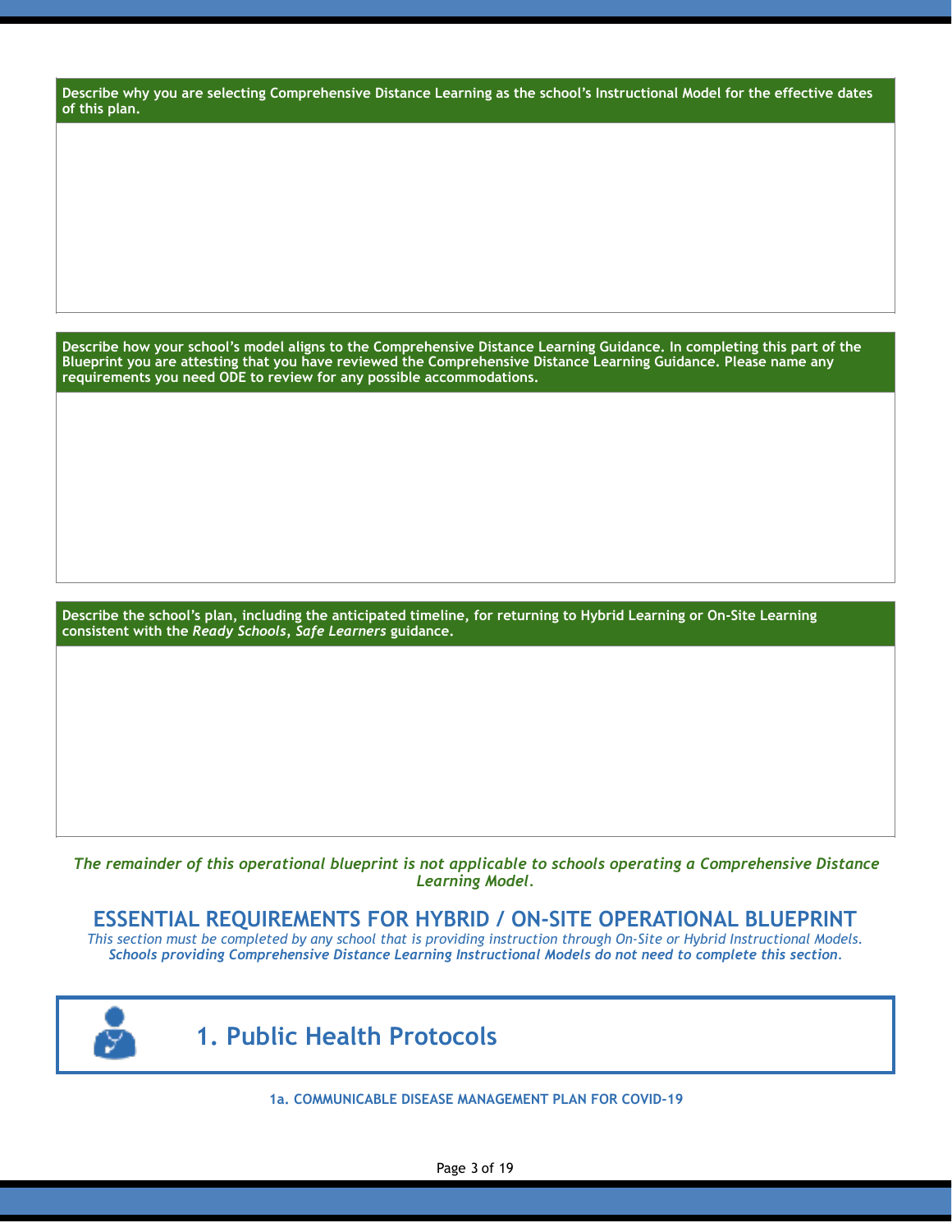| Describe why you are selecting Comprehensive Distance Learning as the school's Instructional Model for the effective dates of this plan. |
| --- |
| |

| Describe how your school's model aligns to the Comprehensive Distance Learning Guidance. In completing this part of the Blueprint you are attesting that you have reviewed the Comprehensive Distance Learning Guidance. Please name any requirements you need ODE to review for any possible accommodations. |
| --- |
| |

| Describe the school's plan, including the anticipated timeline, for returning to Hybrid Learning or On-Site Learning consistent with the *Ready Schools, Safe Learners* guidance. |
| --- |
| |

*The remainder of this operational blueprint is not applicable to schools operating a Comprehensive Distance Learning Model.*

## ESSENTIAL REQUIREMENTS FOR HYBRID / ON-SITE OPERATIONAL BLUEPRINT

*This section must be completed by any school that is providing instruction through On-Site or Hybrid Instructional Models.*
***Schools providing Comprehensive Distance Learning Instructional Models do not need to complete this section.***

## 1. Public Health Protocols

### 1a. COMMUNICABLE DISEASE MANAGEMENT PLAN FOR COVID-19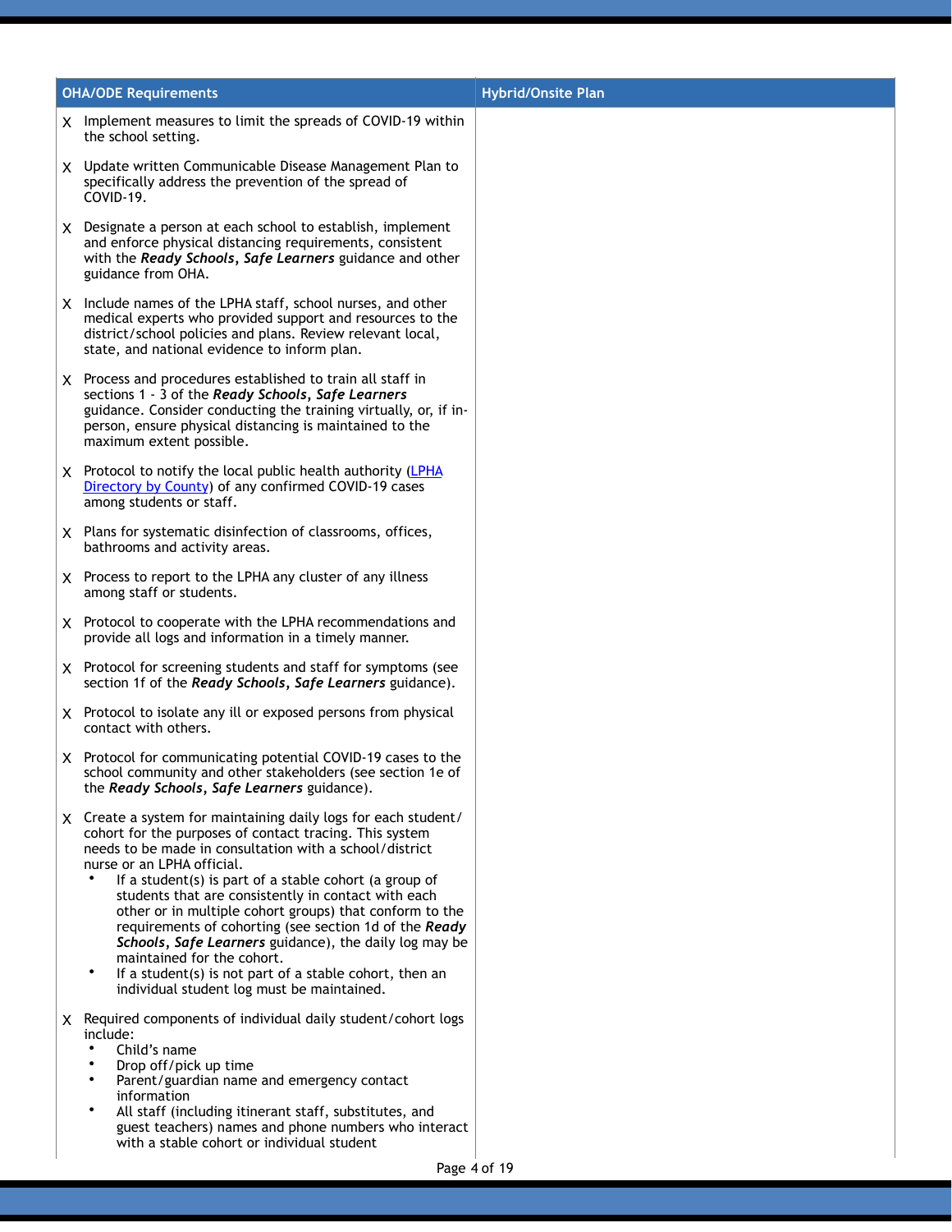| OHA/ODE Requirements | Hybrid/Onsite Plan |
|---|---|
| X Implement measures to limit the spreads of COVID-19 within the school setting.<br><br>X Update written Communicable Disease Management Plan to specifically address the prevention of the spread of COVID-19.<br><br>X Designate a person at each school to establish, implement and enforce physical distancing requirements, consistent with the ***Ready Schools, Safe Learners*** guidance and other guidance from OHA.<br><br>X Include names of the LPHA staff, school nurses, and other medical experts who provided support and resources to the district/school policies and plans. Review relevant local, state, and national evidence to inform plan.<br><br>X Process and procedures established to train all staff in sections 1 - 3 of the ***Ready Schools, Safe Learners*** guidance. Consider conducting the training virtually, or, if in-person, ensure physical distancing is maintained to the maximum extent possible.<br><br>X Protocol to notify the local public health authority (LPHA Directory by County) of any confirmed COVID-19 cases among students or staff.<br><br>X Plans for systematic disinfection of classrooms, offices, bathrooms and activity areas.<br><br>X Process to report to the LPHA any cluster of any illness among staff or students.<br><br>X Protocol to cooperate with the LPHA recommendations and provide all logs and information in a timely manner.<br><br>X Protocol for screening students and staff for symptoms (see section 1f of the ***Ready Schools, Safe Learners*** guidance).<br><br>X Protocol to isolate any ill or exposed persons from physical contact with others.<br><br>X Protocol for communicating potential COVID-19 cases to the school community and other stakeholders (see section 1e of the ***Ready Schools, Safe Learners*** guidance).<br><br>X Create a system for maintaining daily logs for each student/cohort for the purposes of contact tracing. This system needs to be made in consultation with a school/district nurse or an LPHA official.<br>• If a student(s) is part of a stable cohort (a group of students that are consistently in contact with each other or in multiple cohort groups) that conform to the requirements of cohorting (see section 1d of the ***Ready Schools, Safe Learners*** guidance), the daily log may be maintained for the cohort.<br>• If a student(s) is not part of a stable cohort, then an individual student log must be maintained.<br><br>X Required components of individual daily student/cohort logs include:<br>• Child's name<br>• Drop off/pick up time<br>• Parent/guardian name and emergency contact information<br>• All staff (including itinerant staff, substitutes, and guest teachers) names and phone numbers who interact with a stable cohort or individual student | |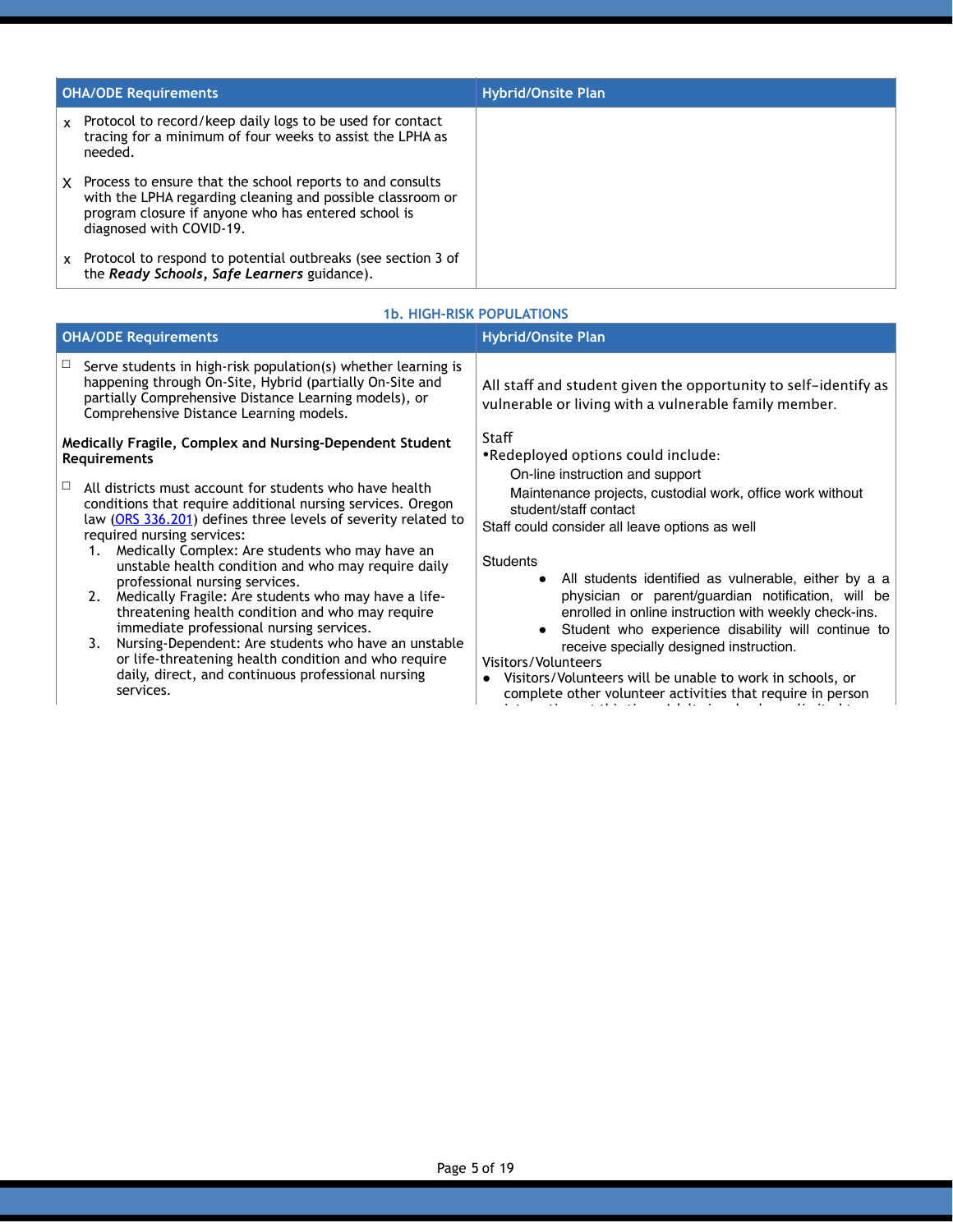| OHA/ODE Requirements | Hybrid/Onsite Plan |
|---|---|
| x Protocol to record/keep daily logs to be used for contact tracing for a minimum of four weeks to assist the LPHA as needed.<br><br>X Process to ensure that the school reports to and consults with the LPHA regarding cleaning and possible classroom or program closure if anyone who has entered school is diagnosed with COVID-19.<br><br>x Protocol to respond to potential outbreaks (see section 3 of the ***Ready Schools, Safe Learners*** guidance). | |

### 1b. HIGH-RISK POPULATIONS

| OHA/ODE Requirements | Hybrid/Onsite Plan |
|---|---|
| ☐ Serve students in high-risk population(s) whether learning is happening through On-Site, Hybrid (partially On-Site and partially Comprehensive Distance Learning models), or Comprehensive Distance Learning models.<br><br>**Medically Fragile, Complex and Nursing-Dependent Student Requirements**<br><br>☐ All districts must account for students who have health conditions that require additional nursing services. Oregon law (ORS 336.201) defines three levels of severity related to required nursing services:<br>1. Medically Complex: Are students who may have an unstable health condition and who may require daily professional nursing services.<br>2. Medically Fragile: Are students who may have a life-threatening health condition and who may require immediate professional nursing services.<br>3. Nursing-Dependent: Are students who have an unstable or life-threatening health condition and who require daily, direct, and continuous professional nursing services. | All staff and student given the opportunity to self-identify as vulnerable or living with a vulnerable family member.<br><br>Staff<br>•Redeployed options could include:<br>On-line instruction and support<br>Maintenance projects, custodial work, office work without student/staff contact<br>Staff could consider all leave options as well<br><br>Students<br>• All students identified as vulnerable, either by a a physician or parent/guardian notification, will be enrolled in online instruction with weekly check-ins.<br>• Student who experience disability will continue to receive specially designed instruction.<br><br>Visitors/Volunteers<br>• Visitors/Volunteers will be unable to work in schools, or complete other volunteer activities that require in person |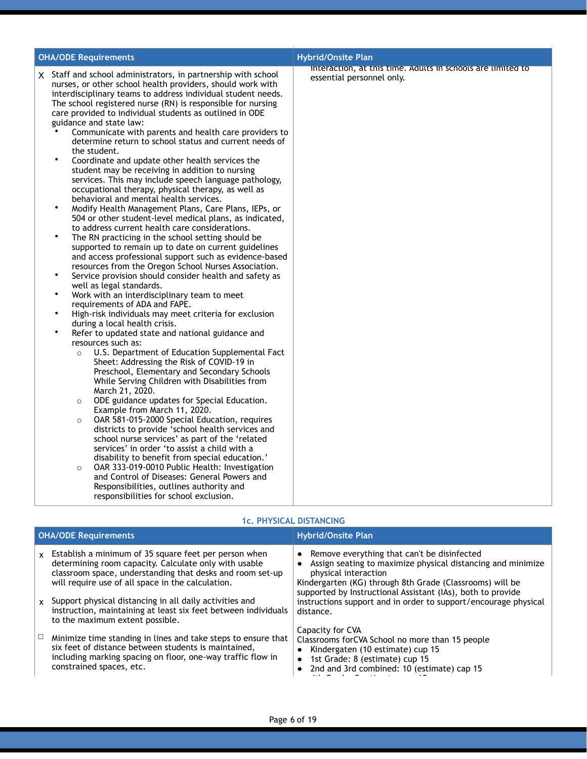| OHA/ODE Requirements | Hybrid/Onsite Plan |
|---|---|
| X Staff and school administrators, in partnership with school nurses, or other school health providers, should work with interdisciplinary teams to address individual student needs. The school registered nurse (RN) is responsible for nursing care provided to individual students as outlined in ODE guidance and state law:<br>• Communicate with parents and health care providers to determine return to school status and current needs of the student.<br>• Coordinate and update other health services the student may be receiving in addition to nursing services. This may include speech language pathology, occupational therapy, physical therapy, as well as behavioral and mental health services.<br>• Modify Health Management Plans, Care Plans, IEPs, or 504 or other student-level medical plans, as indicated, to address current health care considerations.<br>• The RN practicing in the school setting should be supported to remain up to date on current guidelines and access professional support such as evidence-based resources from the Oregon School Nurses Association.<br>• Service provision should consider health and safety as well as legal standards.<br>• Work with an interdisciplinary team to meet requirements of ADA and FAPE.<br>• High-risk individuals may meet criteria for exclusion during a local health crisis.<br>• Refer to updated state and national guidance and resources such as:<br>○ U.S. Department of Education Supplemental Fact Sheet: Addressing the Risk of COVID-19 in Preschool, Elementary and Secondary Schools While Serving Children with Disabilities from March 21, 2020.<br>○ ODE guidance updates for Special Education. Example from March 11, 2020.<br>○ OAR 581-015-2000 Special Education, requires districts to provide 'school health services and school nurse services' as part of the 'related services' in order 'to assist a child with a disability to benefit from special education.'<br>○ OAR 333-019-0010 Public Health: Investigation and Control of Diseases: General Powers and Responsibilities, outlines authority and responsibilities for school exclusion. | interaction, at this time. Adults in schools are limited to essential personnel only. |

### 1c. PHYSICAL DISTANCING

| OHA/ODE Requirements | Hybrid/Onsite Plan |
|---|---|
| x Establish a minimum of 35 square feet per person when determining room capacity. Calculate only with usable classroom space, understanding that desks and room set-up will require use of all space in the calculation.<br><br>x Support physical distancing in all daily activities and instruction, maintaining at least six feet between individuals to the maximum extent possible.<br><br>☐ Minimize time standing in lines and take steps to ensure that six feet of distance between students is maintained, including marking spacing on floor, one-way traffic flow in constrained spaces, etc. | • Remove everything that can't be disinfected<br>• Assign seating to maximize physical distancing and minimize physical interaction<br>Kindergarten (KG) through 8th Grade (Classrooms) will be supported by Instructional Assistant (IAs), both to provide instructions support and in order to support/encourage physical distance.<br><br>Capacity for CVA<br>Classrooms forCVA School no more than 15 people<br>• Kindergaten (10 estimate) cup 15<br>• 1st Grade: 8 (estimate) cup 15<br>• 2nd and 3rd combined: 10 (estimate) cap 15 |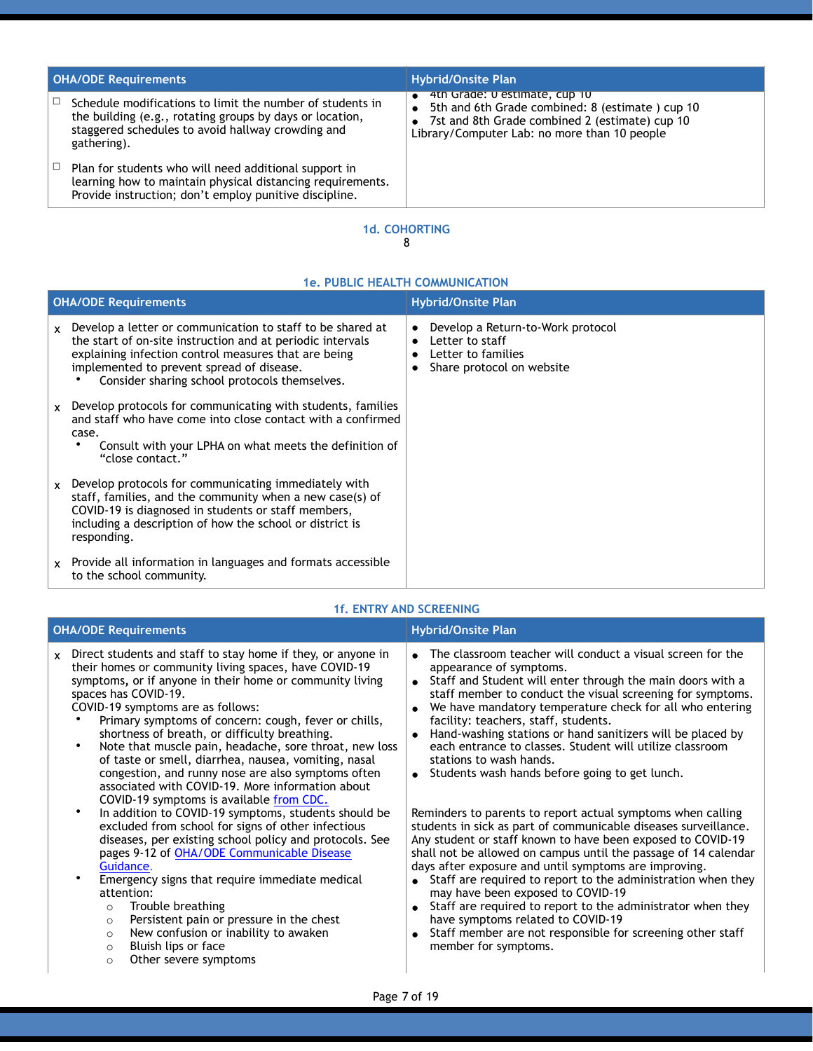| OHA/ODE Requirements | Hybrid/Onsite Plan |
|---|---|
| ☐ Schedule modifications to limit the number of students in the building (e.g., rotating groups by days or location, staggered schedules to avoid hallway crowding and gathering).<br><br>☐ Plan for students who will need additional support in learning how to maintain physical distancing requirements. Provide instruction; don't employ punitive discipline. | • 4th Grade: 0 estimate, cup 10<br>• 5th and 6th Grade combined: 8 (estimate ) cup 10<br>• 7st and 8th Grade combined 2 (estimate) cup 10<br>Library/Computer Lab: no more than 10 people |

### 1d. COHORTING

8

### 1e. PUBLIC HEALTH COMMUNICATION

| OHA/ODE Requirements | Hybrid/Onsite Plan |
|---|---|
| x Develop a letter or communication to staff to be shared at the start of on-site instruction and at periodic intervals explaining infection control measures that are being implemented to prevent spread of disease.<br>• Consider sharing school protocols themselves.<br><br>x Develop protocols for communicating with students, families and staff who have come into close contact with a confirmed case.<br>• Consult with your LPHA on what meets the definition of "close contact."<br><br>x Develop protocols for communicating immediately with staff, families, and the community when a new case(s) of COVID-19 is diagnosed in students or staff members, including a description of how the school or district is responding.<br><br>x Provide all information in languages and formats accessible to the school community. | • Develop a Return-to-Work protocol<br>• Letter to staff<br>• Letter to families<br>• Share protocol on website |

### 1f. ENTRY AND SCREENING

| OHA/ODE Requirements | Hybrid/Onsite Plan |
|---|---|
| x Direct students and staff to stay home if they, or anyone in their homes or community living spaces, have COVID-19 symptoms, or if anyone in their home or community living spaces has COVID-19.<br>COVID-19 symptoms are as follows:<br>• Primary symptoms of concern: cough, fever or chills, shortness of breath, or difficulty breathing.<br>• Note that muscle pain, headache, sore throat, new loss of taste or smell, diarrhea, nausea, vomiting, nasal congestion, and runny nose are also symptoms often associated with COVID-19. More information about COVID-19 symptoms is available [from CDC.]()<br>• In addition to COVID-19 symptoms, students should be excluded from school for signs of other infectious diseases, per existing school policy and protocols. See pages 9-12 of [OHA/ODE Communicable Disease Guidance]().<br>• Emergency signs that require immediate medical attention:<br>  ○ Trouble breathing<br>  ○ Persistent pain or pressure in the chest<br>  ○ New confusion or inability to awaken<br>  ○ Bluish lips or face<br>  ○ Other severe symptoms | • The classroom teacher will conduct a visual screen for the appearance of symptoms.<br>• Staff and Student will enter through the main doors with a staff member to conduct the visual screening for symptoms.<br>• We have mandatory temperature check for all who entering facility: teachers, staff, students.<br>• Hand-washing stations or hand sanitizers will be placed by each entrance to classes. Student will utilize classroom stations to wash hands.<br>• Students wash hands before going to get lunch.<br><br>Reminders to parents to report actual symptoms when calling students in sick as part of communicable diseases surveillance. Any student or staff known to have been exposed to COVID-19 shall not be allowed on campus until the passage of 14 calendar days after exposure and until symptoms are improving.<br>• Staff are required to report to the administration when they may have been exposed to COVID-19<br>• Staff are required to report to the administrator when they have symptoms related to COVID-19<br>• Staff member are not responsible for screening other staff member for symptoms. |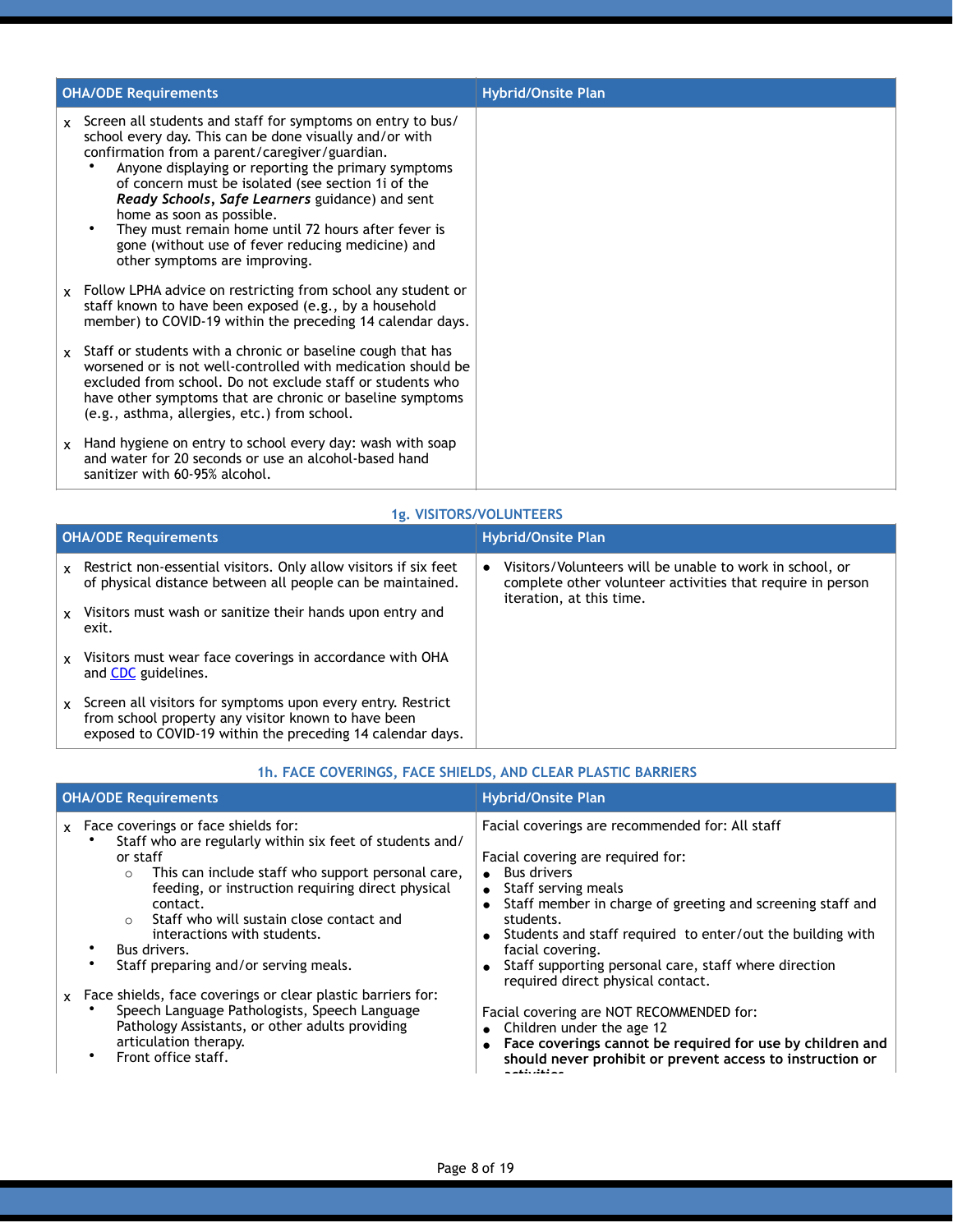| OHA/ODE Requirements | Hybrid/Onsite Plan |
|---|---|
| x Screen all students and staff for symptoms on entry to bus/ school every day. This can be done visually and/or with confirmation from a parent/caregiver/guardian.<br>• Anyone displaying or reporting the primary symptoms of concern must be isolated (see section 1i of the ***Ready Schools, Safe Learners*** guidance) and sent home as soon as possible.<br>• They must remain home until 72 hours after fever is gone (without use of fever reducing medicine) and other symptoms are improving.<br><br>x Follow LPHA advice on restricting from school any student or staff known to have been exposed (e.g., by a household member) to COVID-19 within the preceding 14 calendar days.<br><br>x Staff or students with a chronic or baseline cough that has worsened or is not well-controlled with medication should be excluded from school. Do not exclude staff or students who have other symptoms that are chronic or baseline symptoms (e.g., asthma, allergies, etc.) from school.<br><br>x Hand hygiene on entry to school every day: wash with soap and water for 20 seconds or use an alcohol-based hand sanitizer with 60-95% alcohol. | |

## 1g. VISITORS/VOLUNTEERS

| OHA/ODE Requirements | Hybrid/Onsite Plan |
|---|---|
| x Restrict non-essential visitors. Only allow visitors if six feet of physical distance between all people can be maintained.<br><br>x Visitors must wash or sanitize their hands upon entry and exit.<br><br>x Visitors must wear face coverings in accordance with OHA and [CDC](#) guidelines.<br><br>x Screen all visitors for symptoms upon every entry. Restrict from school property any visitor known to have been exposed to COVID-19 within the preceding 14 calendar days. | • Visitors/Volunteers will be unable to work in school, or complete other volunteer activities that require in person iteration, at this time. |

## 1h. FACE COVERINGS, FACE SHIELDS, AND CLEAR PLASTIC BARRIERS

| OHA/ODE Requirements | Hybrid/Onsite Plan |
|---|---|
| x Face coverings or face shields for:<br>• Staff who are regularly within six feet of students and/ or staff<br>○ This can include staff who support personal care, feeding, or instruction requiring direct physical contact.<br>○ Staff who will sustain close contact and interactions with students.<br>• Bus drivers.<br>• Staff preparing and/or serving meals.<br><br>x Face shields, face coverings or clear plastic barriers for:<br>• Speech Language Pathologists, Speech Language Pathology Assistants, or other adults providing articulation therapy.<br>• Front office staff. | Facial coverings are recommended for: All staff<br><br>Facial covering are required for:<br>• Bus drivers<br>• Staff serving meals<br>• Staff member in charge of greeting and screening staff and students.<br>• Students and staff required to enter/out the building with facial covering.<br>• Staff supporting personal care, staff where direction required direct physical contact.<br><br>Facial covering are NOT RECOMMENDED for:<br>• Children under the age 12<br>• **Face coverings cannot be required for use by children and should never prohibit or prevent access to instruction or activities** |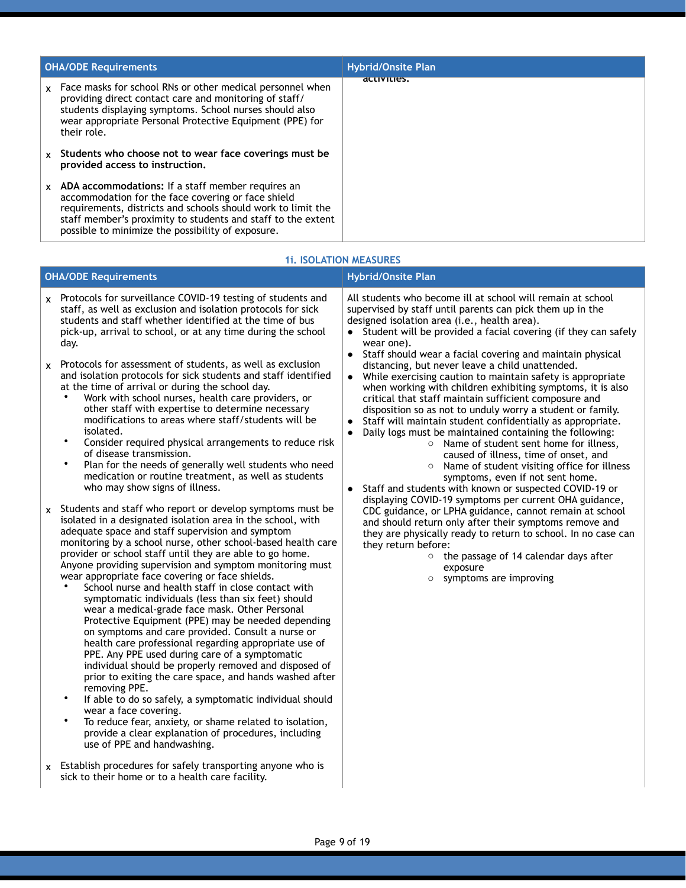| OHA/ODE Requirements | Hybrid/Onsite Plan |
|---|---|
| x Face masks for school RNs or other medical personnel when providing direct contact care and monitoring of staff/ students displaying symptoms. School nurses should also wear appropriate Personal Protective Equipment (PPE) for their role.<br><br>x **Students who choose not to wear face coverings must be provided access to instruction.**<br><br>x **ADA accommodations:** If a staff member requires an accommodation for the face covering or face shield requirements, districts and schools should work to limit the staff member's proximity to students and staff to the extent possible to minimize the possibility of exposure. | activities. |

### 1i. ISOLATION MEASURES

| OHA/ODE Requirements | Hybrid/Onsite Plan |
|---|---|
| x Protocols for surveillance COVID-19 testing of students and staff, as well as exclusion and isolation protocols for sick students and staff whether identified at the time of bus pick-up, arrival to school, or at any time during the school day.<br><br>x Protocols for assessment of students, as well as exclusion and isolation protocols for sick students and staff identified at the time of arrival or during the school day.<br>• Work with school nurses, health care providers, or other staff with expertise to determine necessary modifications to areas where staff/students will be isolated.<br>• Consider required physical arrangements to reduce risk of disease transmission.<br>• Plan for the needs of generally well students who need medication or routine treatment, as well as students who may show signs of illness.<br><br>x Students and staff who report or develop symptoms must be isolated in a designated isolation area in the school, with adequate space and staff supervision and symptom monitoring by a school nurse, other school-based health care provider or school staff until they are able to go home. Anyone providing supervision and symptom monitoring must wear appropriate face covering or face shields.<br>• School nurse and health staff in close contact with symptomatic individuals (less than six feet) should wear a medical-grade face mask. Other Personal Protective Equipment (PPE) may be needed depending on symptoms and care provided. Consult a nurse or health care professional regarding appropriate use of PPE. Any PPE used during care of a symptomatic individual should be properly removed and disposed of prior to exiting the care space, and hands washed after removing PPE.<br>• If able to do so safely, a symptomatic individual should wear a face covering.<br>• To reduce fear, anxiety, or shame related to isolation, provide a clear explanation of procedures, including use of PPE and handwashing.<br><br>x Establish procedures for safely transporting anyone who is sick to their home or to a health care facility. | All students who become ill at school will remain at school supervised by staff until parents can pick them up in the designed isolation area (i.e., health area).<br>• Student will be provided a facial covering (if they can safely wear one).<br>• Staff should wear a facial covering and maintain physical distancing, but never leave a child unattended.<br>• While exercising caution to maintain safety is appropriate when working with children exhibiting symptoms, it is also critical that staff maintain sufficient composure and disposition so as not to unduly worry a student or family.<br>• Staff will maintain student confidentially as appropriate.<br>• Daily logs must be maintained containing the following:<br>&nbsp;&nbsp;&nbsp;&nbsp;○ Name of student sent home for illness, caused of illness, time of onset, and<br>&nbsp;&nbsp;&nbsp;&nbsp;○ Name of student visiting office for illness symptoms, even if not sent home.<br>• Staff and students with known or suspected COVID-19 or displaying COVID-19 symptoms per current OHA guidance, CDC guidance, or LPHA guidance, cannot remain at school and should return only after their symptoms remove and they are physically ready to return to school. In no case can they return before:<br>&nbsp;&nbsp;&nbsp;&nbsp;○ the passage of 14 calendar days after exposure<br>&nbsp;&nbsp;&nbsp;&nbsp;○ symptoms are improving |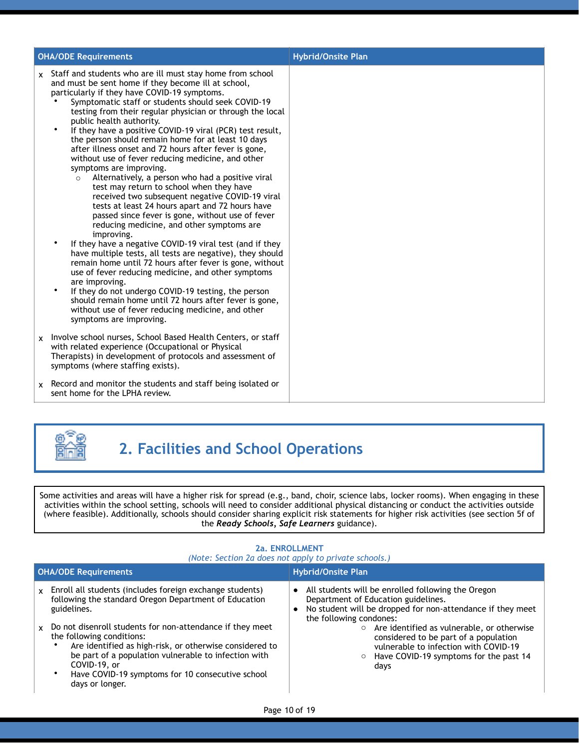| OHA/ODE Requirements | Hybrid/Onsite Plan |
|---|---|
| x Staff and students who are ill must stay home from school and must be sent home if they become ill at school, particularly if they have COVID-19 symptoms.<br>• Symptomatic staff or students should seek COVID-19 testing from their regular physician or through the local public health authority.<br>• If they have a positive COVID-19 viral (PCR) test result, the person should remain home for at least 10 days after illness onset and 72 hours after fever is gone, without use of fever reducing medicine, and other symptoms are improving.<br>  ○ Alternatively, a person who had a positive viral test may return to school when they have received two subsequent negative COVID-19 viral tests at least 24 hours apart and 72 hours have passed since fever is gone, without use of fever reducing medicine, and other symptoms are improving.<br>• If they have a negative COVID-19 viral test (and if they have multiple tests, all tests are negative), they should remain home until 72 hours after fever is gone, without use of fever reducing medicine, and other symptoms are improving.<br>• If they do not undergo COVID-19 testing, the person should remain home until 72 hours after fever is gone, without use of fever reducing medicine, and other symptoms are improving.<br><br>x Involve school nurses, School Based Health Centers, or staff with related experience (Occupational or Physical Therapists) in development of protocols and assessment of symptoms (where staffing exists).<br><br>x Record and monitor the students and staff being isolated or sent home for the LPHA review. | |

# 2. Facilities and School Operations

Some activities and areas will have a higher risk for spread (e.g., band, choir, science labs, locker rooms). When engaging in these activities within the school setting, schools will need to consider additional physical distancing or conduct the activities outside (where feasible). Additionally, schools should consider sharing explicit risk statements for higher risk activities (see section 5f of the ***Ready Schools, Safe Learners*** guidance).

### 2a. ENROLLMENT

*(Note: Section 2a does not apply to private schools.)*

| OHA/ODE Requirements | Hybrid/Onsite Plan |
|---|---|
| x Enroll all students (includes foreign exchange students) following the standard Oregon Department of Education guidelines.<br><br>x Do not disenroll students for non-attendance if they meet the following conditions:<br>• Are identified as high-risk, or otherwise considered to be part of a population vulnerable to infection with COVID-19, or<br>• Have COVID-19 symptoms for 10 consecutive school days or longer. | • All students will be enrolled following the Oregon Department of Education guidelines.<br>• No student will be dropped for non-attendance if they meet the following condones:<br>  ○ Are identified as vulnerable, or otherwise considered to be part of a population vulnerable to infection with COVID-19<br>  ○ Have COVID-19 symptoms for the past 14 days |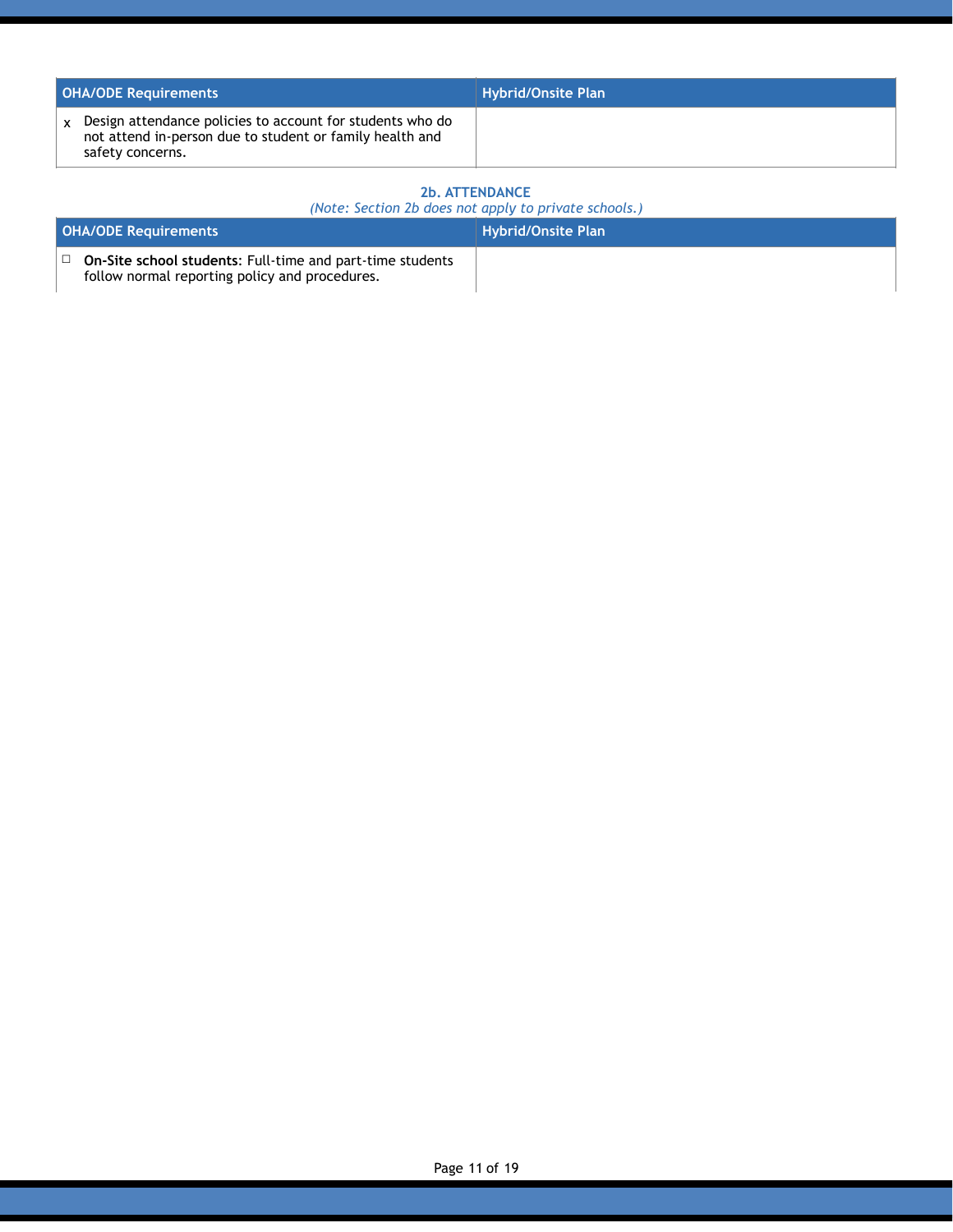| OHA/ODE Requirements | Hybrid/Onsite Plan |
|---|---|
| x Design attendance policies to account for students who do not attend in-person due to student or family health and safety concerns. | |

### 2b. ATTENDANCE

*(Note: Section 2b does not apply to private schools.)*

| OHA/ODE Requirements | Hybrid/Onsite Plan |
|---|---|
| ☐ **On-Site school students**: Full-time and part-time students follow normal reporting policy and procedures. | |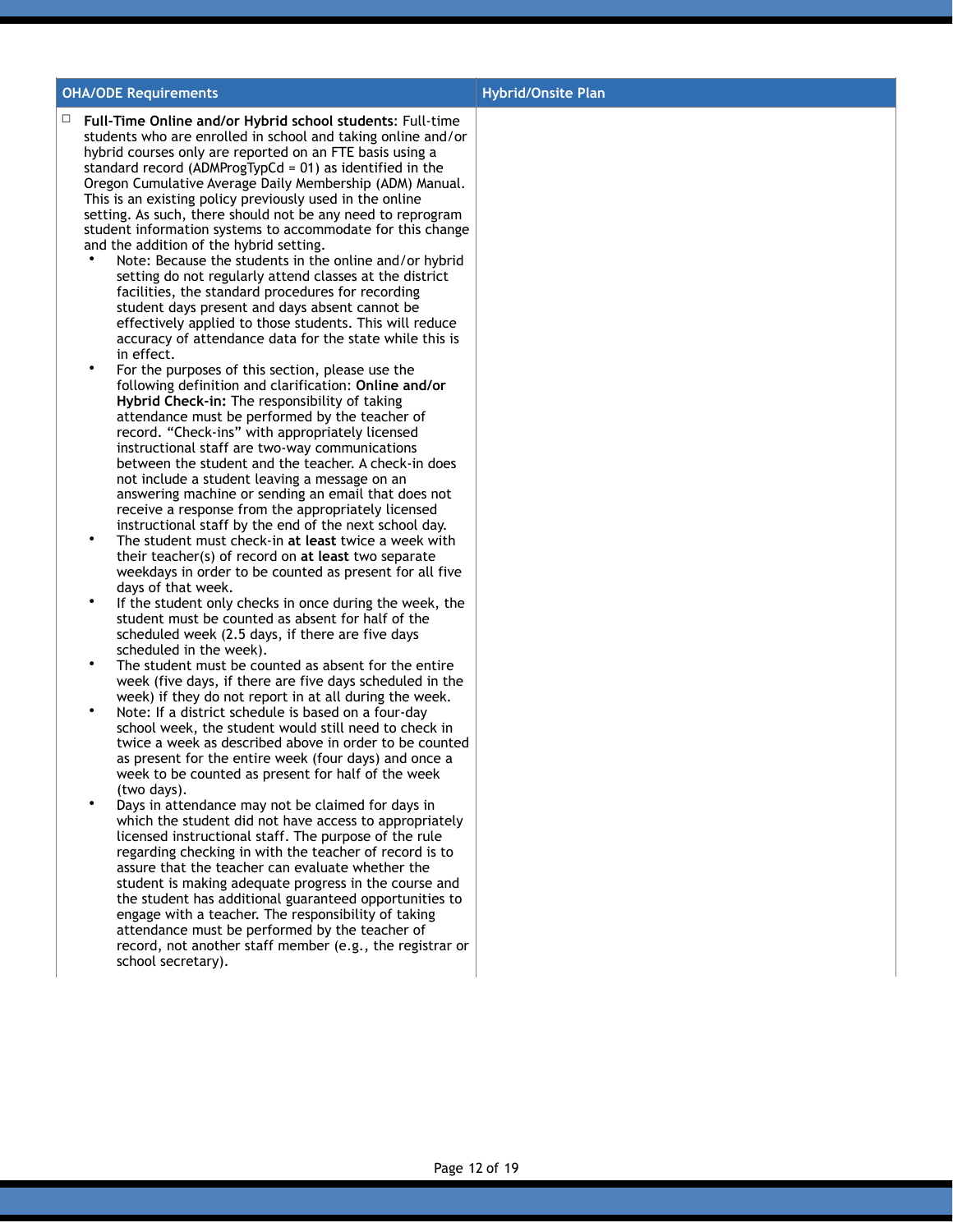| OHA/ODE Requirements | Hybrid/Onsite Plan |
|---|---|
| ☐ **Full-Time Online and/or Hybrid school students**: Full-time students who are enrolled in school and taking online and/or hybrid courses only are reported on an FTE basis using a standard record (ADMProgTypCd = 01) as identified in the Oregon Cumulative Average Daily Membership (ADM) Manual. This is an existing policy previously used in the online setting. As such, there should not be any need to reprogram student information systems to accommodate for this change and the addition of the hybrid setting.<br>• Note: Because the students in the online and/or hybrid setting do not regularly attend classes at the district facilities, the standard procedures for recording student days present and days absent cannot be effectively applied to those students. This will reduce accuracy of attendance data for the state while this is in effect.<br>• For the purposes of this section, please use the following definition and clarification: **Online and/or Hybrid Check-in:** The responsibility of taking attendance must be performed by the teacher of record. "Check-ins" with appropriately licensed instructional staff are two-way communications between the student and the teacher. A check-in does not include a student leaving a message on an answering machine or sending an email that does not receive a response from the appropriately licensed instructional staff by the end of the next school day.<br>• The student must check-in **at least** twice a week with their teacher(s) of record on **at least** two separate weekdays in order to be counted as present for all five days of that week.<br>• If the student only checks in once during the week, the student must be counted as absent for half of the scheduled week (2.5 days, if there are five days scheduled in the week).<br>• The student must be counted as absent for the entire week (five days, if there are five days scheduled in the week) if they do not report in at all during the week.<br>• Note: If a district schedule is based on a four-day school week, the student would still need to check in twice a week as described above in order to be counted as present for the entire week (four days) and once a week to be counted as present for half of the week (two days).<br>• Days in attendance may not be claimed for days in which the student did not have access to appropriately licensed instructional staff. The purpose of the rule regarding checking in with the teacher of record is to assure that the teacher can evaluate whether the student is making adequate progress in the course and the student has additional guaranteed opportunities to engage with a teacher. The responsibility of taking attendance must be performed by the teacher of record, not another staff member (e.g., the registrar or school secretary). | |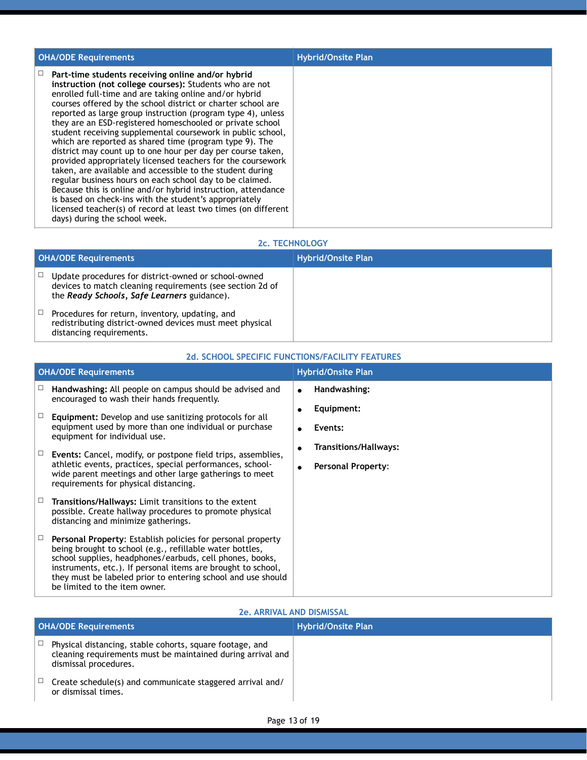| OHA/ODE Requirements | Hybrid/Onsite Plan |
|---|---|
| ☐ **Part-time students receiving online and/or hybrid instruction (not college courses):** Students who are not enrolled full-time and are taking online and/or hybrid courses offered by the school district or charter school are reported as large group instruction (program type 4), unless they are an ESD-registered homeschooled or private school student receiving supplemental coursework in public school, which are reported as shared time (program type 9). The district may count up to one hour per day per course taken, provided appropriately licensed teachers for the coursework taken, are available and accessible to the student during regular business hours on each school day to be claimed. Because this is online and/or hybrid instruction, attendance is based on check-ins with the student's appropriately licensed teacher(s) of record at least two times (on different days) during the school week. | |

## 2c. TECHNOLOGY

| OHA/ODE Requirements | Hybrid/Onsite Plan |
|---|---|
| ☐ Update procedures for district-owned or school-owned devices to match cleaning requirements (see section 2d of the ***Ready Schools, Safe Learners*** guidance).<br><br>☐ Procedures for return, inventory, updating, and redistributing district-owned devices must meet physical distancing requirements. | |

## 2d. SCHOOL SPECIFIC FUNCTIONS/FACILITY FEATURES

| OHA/ODE Requirements | Hybrid/Onsite Plan |
|---|---|
| ☐ **Handwashing:** All people on campus should be advised and encouraged to wash their hands frequently.<br><br>☐ **Equipment:** Develop and use sanitizing protocols for all equipment used by more than one individual or purchase equipment for individual use.<br><br>☐ **Events:** Cancel, modify, or postpone field trips, assemblies, athletic events, practices, special performances, school-wide parent meetings and other large gatherings to meet requirements for physical distancing.<br><br>☐ **Transitions/Hallways:** Limit transitions to the extent possible. Create hallway procedures to promote physical distancing and minimize gatherings.<br><br>☐ **Personal Property**: Establish policies for personal property being brought to school (e.g., refillable water bottles, school supplies, headphones/earbuds, cell phones, books, instruments, etc.). If personal items are brought to school, they must be labeled prior to entering school and use should be limited to the item owner. | • **Handwashing:**<br><br>• **Equipment:**<br><br>• **Events:**<br><br>• **Transitions/Hallways:**<br><br>• **Personal Property**: |

## 2e. ARRIVAL AND DISMISSAL

| OHA/ODE Requirements | Hybrid/Onsite Plan |
|---|---|
| ☐ Physical distancing, stable cohorts, square footage, and cleaning requirements must be maintained during arrival and dismissal procedures.<br><br>☐ Create schedule(s) and communicate staggered arrival and/or dismissal times. | |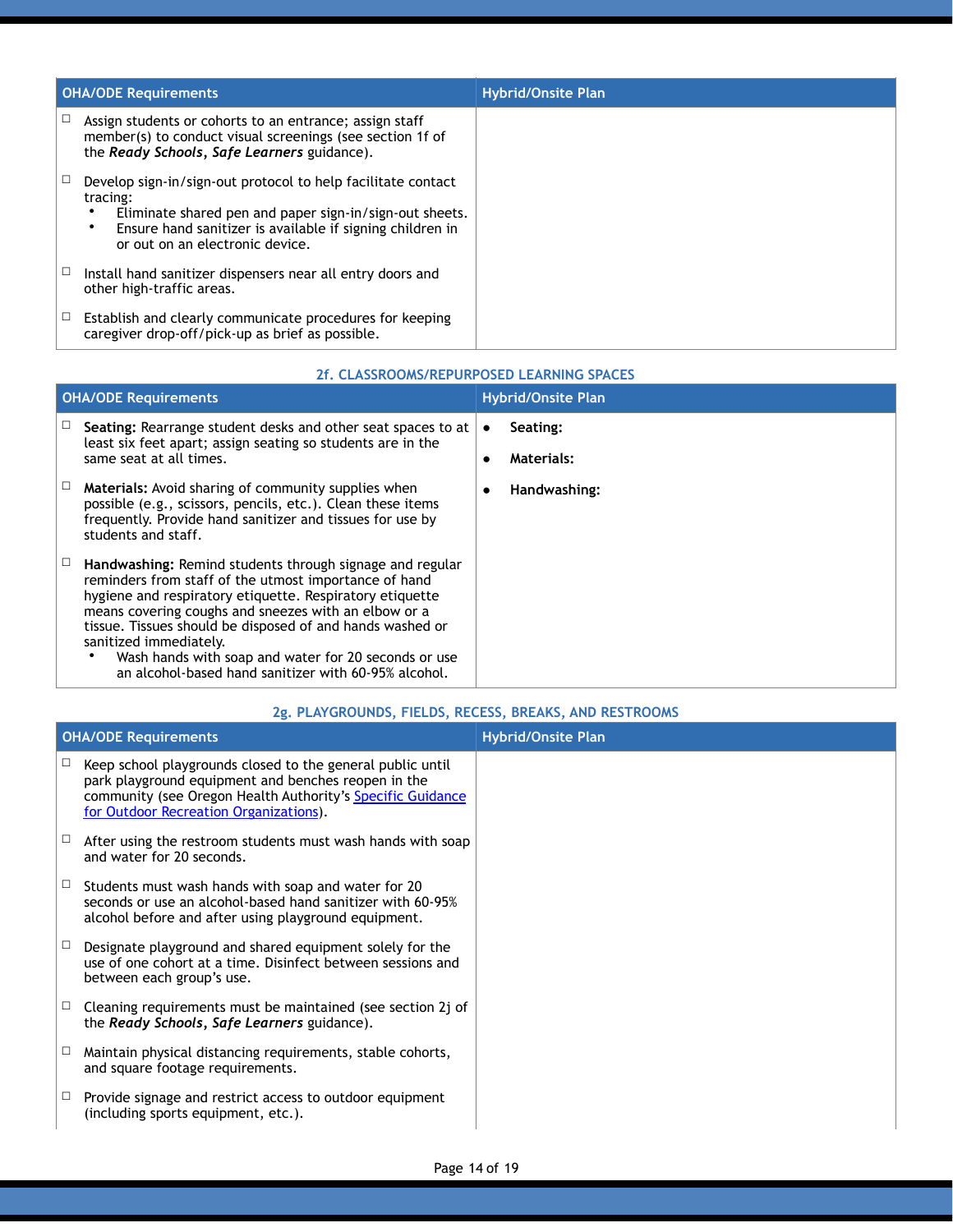| OHA/ODE Requirements | Hybrid/Onsite Plan |
|---|---|
| ☐ Assign students or cohorts to an entrance; assign staff member(s) to conduct visual screenings (see section 1f of the ***Ready Schools, Safe Learners*** guidance). | |
| ☐ Develop sign-in/sign-out protocol to help facilitate contact tracing:<br>• Eliminate shared pen and paper sign-in/sign-out sheets.<br>• Ensure hand sanitizer is available if signing children in or out on an electronic device. | |
| ☐ Install hand sanitizer dispensers near all entry doors and other high-traffic areas. | |
| ☐ Establish and clearly communicate procedures for keeping caregiver drop-off/pick-up as brief as possible. | |

### 2f. CLASSROOMS/REPURPOSED LEARNING SPACES

| OHA/ODE Requirements | Hybrid/Onsite Plan |
|---|---|
| ☐ **Seating:** Rearrange student desks and other seat spaces to at least six feet apart; assign seating so students are in the same seat at all times. | • **Seating:**<br>• **Materials:**<br>• **Handwashing:** |
| ☐ **Materials:** Avoid sharing of community supplies when possible (e.g., scissors, pencils, etc.). Clean these items frequently. Provide hand sanitizer and tissues for use by students and staff. | |
| ☐ **Handwashing:** Remind students through signage and regular reminders from staff of the utmost importance of hand hygiene and respiratory etiquette. Respiratory etiquette means covering coughs and sneezes with an elbow or a tissue. Tissues should be disposed of and hands washed or sanitized immediately.<br>• Wash hands with soap and water for 20 seconds or use an alcohol-based hand sanitizer with 60-95% alcohol. | |

### 2g. PLAYGROUNDS, FIELDS, RECESS, BREAKS, AND RESTROOMS

| OHA/ODE Requirements | Hybrid/Onsite Plan |
|---|---|
| ☐ Keep school playgrounds closed to the general public until park playground equipment and benches reopen in the community (see Oregon Health Authority's Specific Guidance for Outdoor Recreation Organizations). | |
| ☐ After using the restroom students must wash hands with soap and water for 20 seconds. | |
| ☐ Students must wash hands with soap and water for 20 seconds or use an alcohol-based hand sanitizer with 60-95% alcohol before and after using playground equipment. | |
| ☐ Designate playground and shared equipment solely for the use of one cohort at a time. Disinfect between sessions and between each group's use. | |
| ☐ Cleaning requirements must be maintained (see section 2j of the ***Ready Schools, Safe Learners*** guidance). | |
| ☐ Maintain physical distancing requirements, stable cohorts, and square footage requirements. | |
| ☐ Provide signage and restrict access to outdoor equipment (including sports equipment, etc.). | |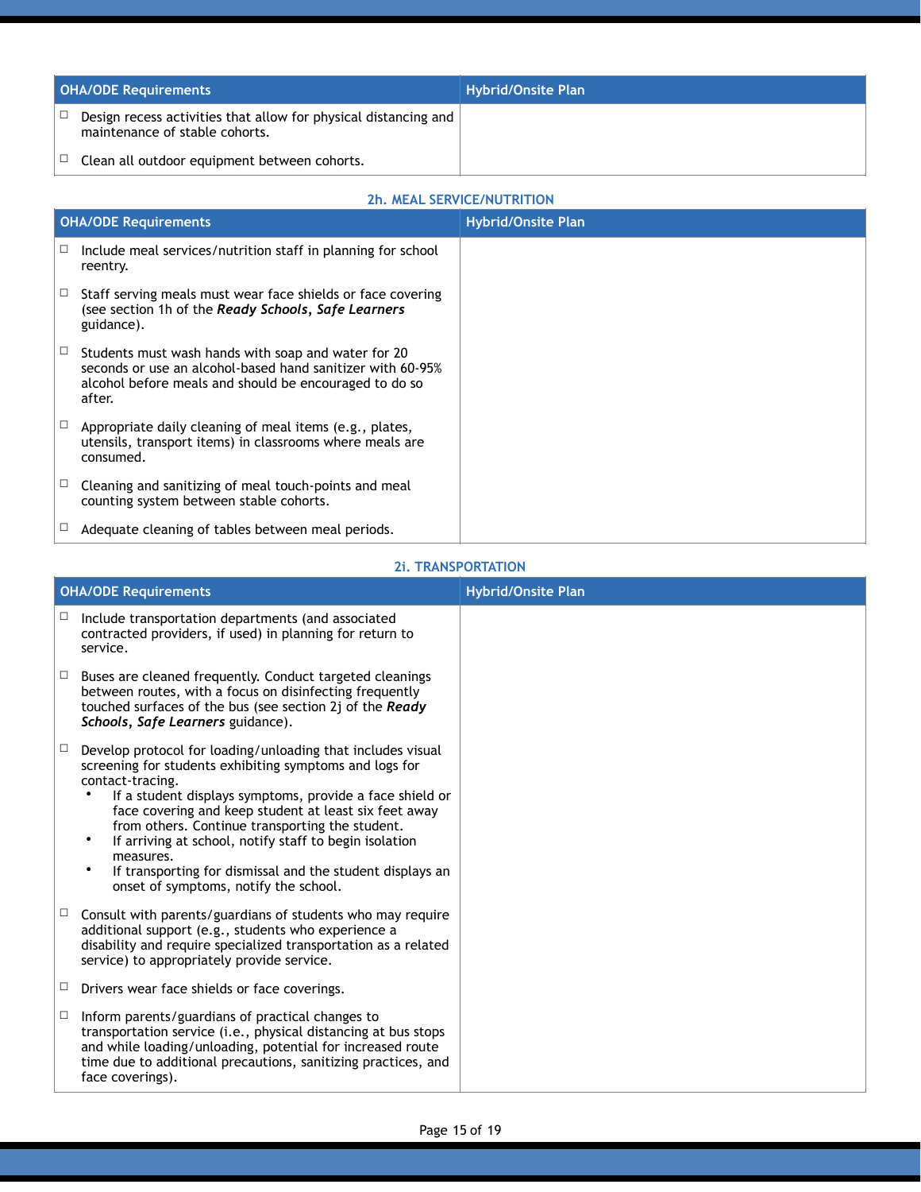| OHA/ODE Requirements | Hybrid/Onsite Plan |
|---|---|
| ☐ Design recess activities that allow for physical distancing and maintenance of stable cohorts.<br><br>☐ Clean all outdoor equipment between cohorts. | |

### 2h. MEAL SERVICE/NUTRITION

| OHA/ODE Requirements | Hybrid/Onsite Plan |
|---|---|
| ☐ Include meal services/nutrition staff in planning for school reentry.<br><br>☐ Staff serving meals must wear face shields or face covering (see section 1h of the ***Ready Schools, Safe Learners*** guidance).<br><br>☐ Students must wash hands with soap and water for 20 seconds or use an alcohol-based hand sanitizer with 60-95% alcohol before meals and should be encouraged to do so after.<br><br>☐ Appropriate daily cleaning of meal items (e.g., plates, utensils, transport items) in classrooms where meals are consumed.<br><br>☐ Cleaning and sanitizing of meal touch-points and meal counting system between stable cohorts.<br><br>☐ Adequate cleaning of tables between meal periods. | |

### 2i. TRANSPORTATION

| OHA/ODE Requirements | Hybrid/Onsite Plan |
|---|---|
| ☐ Include transportation departments (and associated contracted providers, if used) in planning for return to service.<br><br>☐ Buses are cleaned frequently. Conduct targeted cleanings between routes, with a focus on disinfecting frequently touched surfaces of the bus (see section 2j of the ***Ready Schools, Safe Learners*** guidance).<br><br>☐ Develop protocol for loading/unloading that includes visual screening for students exhibiting symptoms and logs for contact-tracing.<br>• If a student displays symptoms, provide a face shield or face covering and keep student at least six feet away from others. Continue transporting the student.<br>• If arriving at school, notify staff to begin isolation measures.<br>• If transporting for dismissal and the student displays an onset of symptoms, notify the school.<br><br>☐ Consult with parents/guardians of students who may require additional support (e.g., students who experience a disability and require specialized transportation as a related service) to appropriately provide service.<br><br>☐ Drivers wear face shields or face coverings.<br><br>☐ Inform parents/guardians of practical changes to transportation service (i.e., physical distancing at bus stops and while loading/unloading, potential for increased route time due to additional precautions, sanitizing practices, and face coverings). | |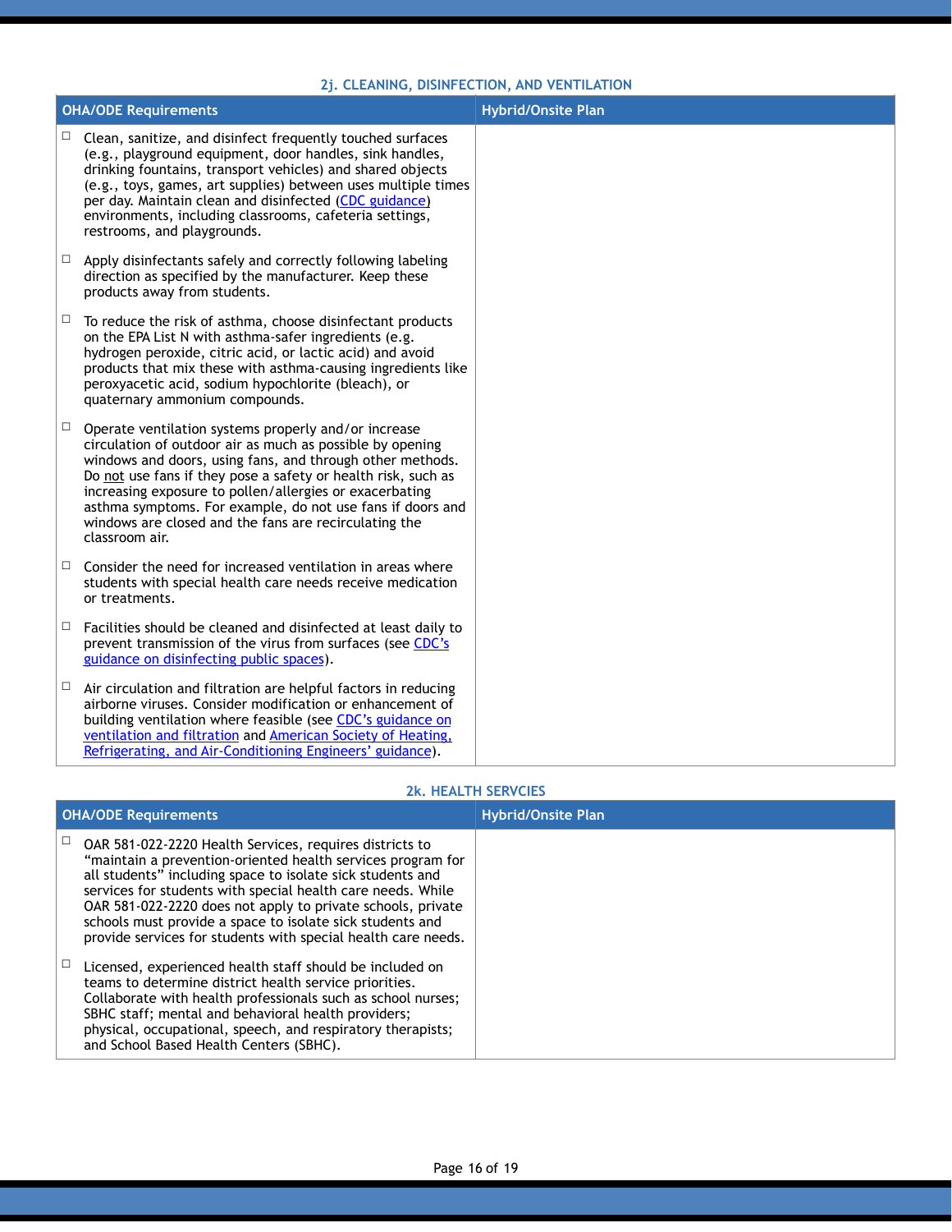### 2j. CLEANING, DISINFECTION, AND VENTILATION

| OHA/ODE Requirements | Hybrid/Onsite Plan |
|---|---|
| ☐ Clean, sanitize, and disinfect frequently touched surfaces (e.g., playground equipment, door handles, sink handles, drinking fountains, transport vehicles) and shared objects (e.g., toys, games, art supplies) between uses multiple times per day. Maintain clean and disinfected (CDC guidance) environments, including classrooms, cafeteria settings, restrooms, and playgrounds. | |
| ☐ Apply disinfectants safely and correctly following labeling direction as specified by the manufacturer. Keep these products away from students. | |
| ☐ To reduce the risk of asthma, choose disinfectant products on the EPA List N with asthma-safer ingredients (e.g. hydrogen peroxide, citric acid, or lactic acid) and avoid products that mix these with asthma-causing ingredients like peroxyacetic acid, sodium hypochlorite (bleach), or quaternary ammonium compounds. | |
| ☐ Operate ventilation systems properly and/or increase circulation of outdoor air as much as possible by opening windows and doors, using fans, and through other methods. Do not use fans if they pose a safety or health risk, such as increasing exposure to pollen/allergies or exacerbating asthma symptoms. For example, do not use fans if doors and windows are closed and the fans are recirculating the classroom air. | |
| ☐ Consider the need for increased ventilation in areas where students with special health care needs receive medication or treatments. | |
| ☐ Facilities should be cleaned and disinfected at least daily to prevent transmission of the virus from surfaces (see CDC's guidance on disinfecting public spaces). | |
| ☐ Air circulation and filtration are helpful factors in reducing airborne viruses. Consider modification or enhancement of building ventilation where feasible (see CDC's guidance on ventilation and filtration and American Society of Heating, Refrigerating, and Air-Conditioning Engineers' guidance). | |

### 2k. HEALTH SERVCIES

| OHA/ODE Requirements | Hybrid/Onsite Plan |
|---|---|
| ☐ OAR 581-022-2220 Health Services, requires districts to "maintain a prevention-oriented health services program for all students" including space to isolate sick students and services for students with special health care needs. While OAR 581-022-2220 does not apply to private schools, private schools must provide a space to isolate sick students and provide services for students with special health care needs. | |
| ☐ Licensed, experienced health staff should be included on teams to determine district health service priorities. Collaborate with health professionals such as school nurses; SBHC staff; mental and behavioral health providers; physical, occupational, speech, and respiratory therapists; and School Based Health Centers (SBHC). | |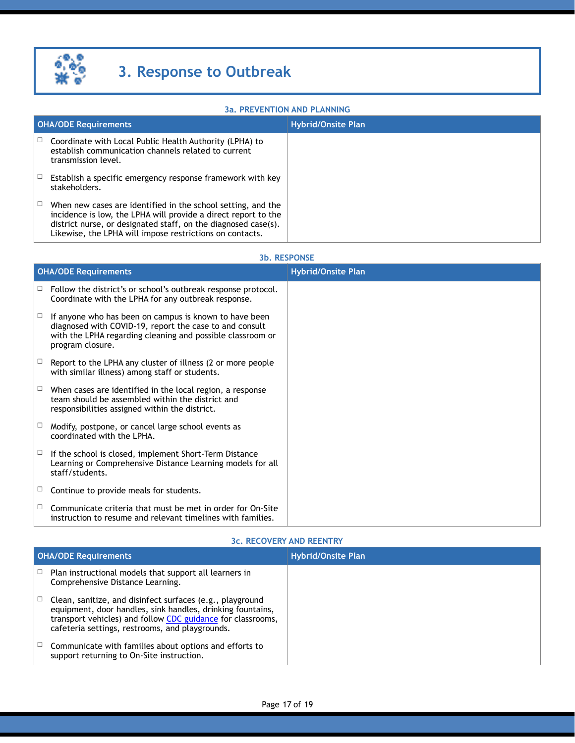# 3. Response to Outbreak

### 3a. PREVENTION AND PLANNING

| OHA/ODE Requirements | Hybrid/Onsite Plan |
|---|---|
| ☐ Coordinate with Local Public Health Authority (LPHA) to establish communication channels related to current transmission level.<br><br>☐ Establish a specific emergency response framework with key stakeholders.<br><br>☐ When new cases are identified in the school setting, and the incidence is low, the LPHA will provide a direct report to the district nurse, or designated staff, on the diagnosed case(s). Likewise, the LPHA will impose restrictions on contacts. | |

### 3b. RESPONSE

| OHA/ODE Requirements | Hybrid/Onsite Plan |
|---|---|
| ☐ Follow the district's or school's outbreak response protocol. Coordinate with the LPHA for any outbreak response.<br><br>☐ If anyone who has been on campus is known to have been diagnosed with COVID-19, report the case to and consult with the LPHA regarding cleaning and possible classroom or program closure.<br><br>☐ Report to the LPHA any cluster of illness (2 or more people with similar illness) among staff or students.<br><br>☐ When cases are identified in the local region, a response team should be assembled within the district and responsibilities assigned within the district.<br><br>☐ Modify, postpone, or cancel large school events as coordinated with the LPHA.<br><br>☐ If the school is closed, implement Short-Term Distance Learning or Comprehensive Distance Learning models for all staff/students.<br><br>☐ Continue to provide meals for students.<br><br>☐ Communicate criteria that must be met in order for On-Site instruction to resume and relevant timelines with families. | |

### 3c. RECOVERY AND REENTRY

| OHA/ODE Requirements | Hybrid/Onsite Plan |
|---|---|
| ☐ Plan instructional models that support all learners in Comprehensive Distance Learning.<br><br>☐ Clean, sanitize, and disinfect surfaces (e.g., playground equipment, door handles, sink handles, drinking fountains, transport vehicles) and follow [CDC guidance] for classrooms, cafeteria settings, restrooms, and playgrounds.<br><br>☐ Communicate with families about options and efforts to support returning to On-Site instruction. | |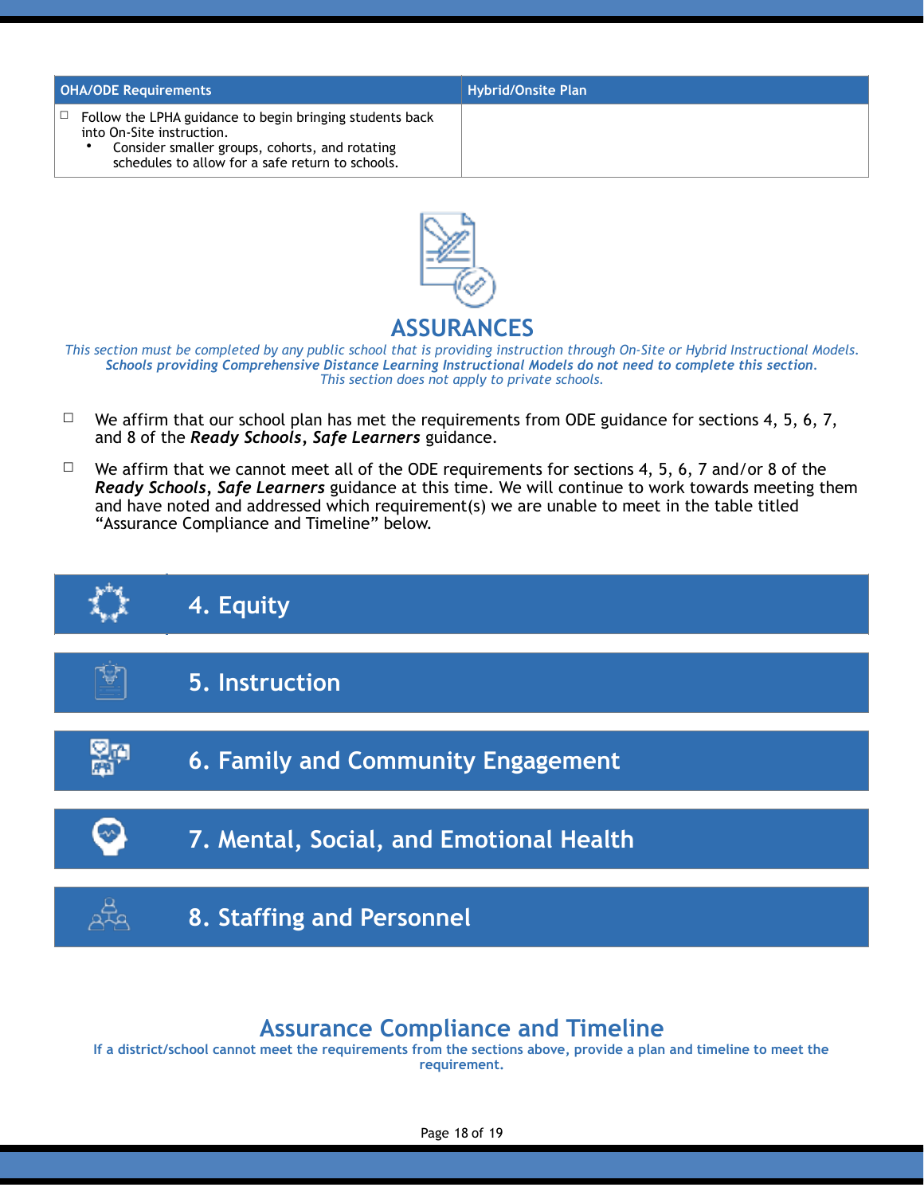| OHA/ODE Requirements | Hybrid/Onsite Plan |
| --- | --- |
| ☐ Follow the LPHA guidance to begin bringing students back into On-Site instruction.<br>• Consider smaller groups, cohorts, and rotating schedules to allow for a safe return to schools. | |

# ASSURANCES

*This section must be completed by any public school that is providing instruction through On-Site or Hybrid Instructional Models.*
***Schools providing Comprehensive Distance Learning Instructional Models do not need to complete this section.***
*This section does not apply to private schools.*

☐ We affirm that our school plan has met the requirements from ODE guidance for sections 4, 5, 6, 7, and 8 of the ***Ready Schools, Safe Learners*** guidance.

☐ We affirm that we cannot meet all of the ODE requirements for sections 4, 5, 6, 7 and/or 8 of the ***Ready Schools, Safe Learners*** guidance at this time. We will continue to work towards meeting them and have noted and addressed which requirement(s) we are unable to meet in the table titled "Assurance Compliance and Timeline" below.

## 4. Equity

## 5. Instruction

## 6. Family and Community Engagement

## 7. Mental, Social, and Emotional Health

## 8. Staffing and Personnel

## Assurance Compliance and Timeline

**If a district/school cannot meet the requirements from the sections above, provide a plan and timeline to meet the requirement.**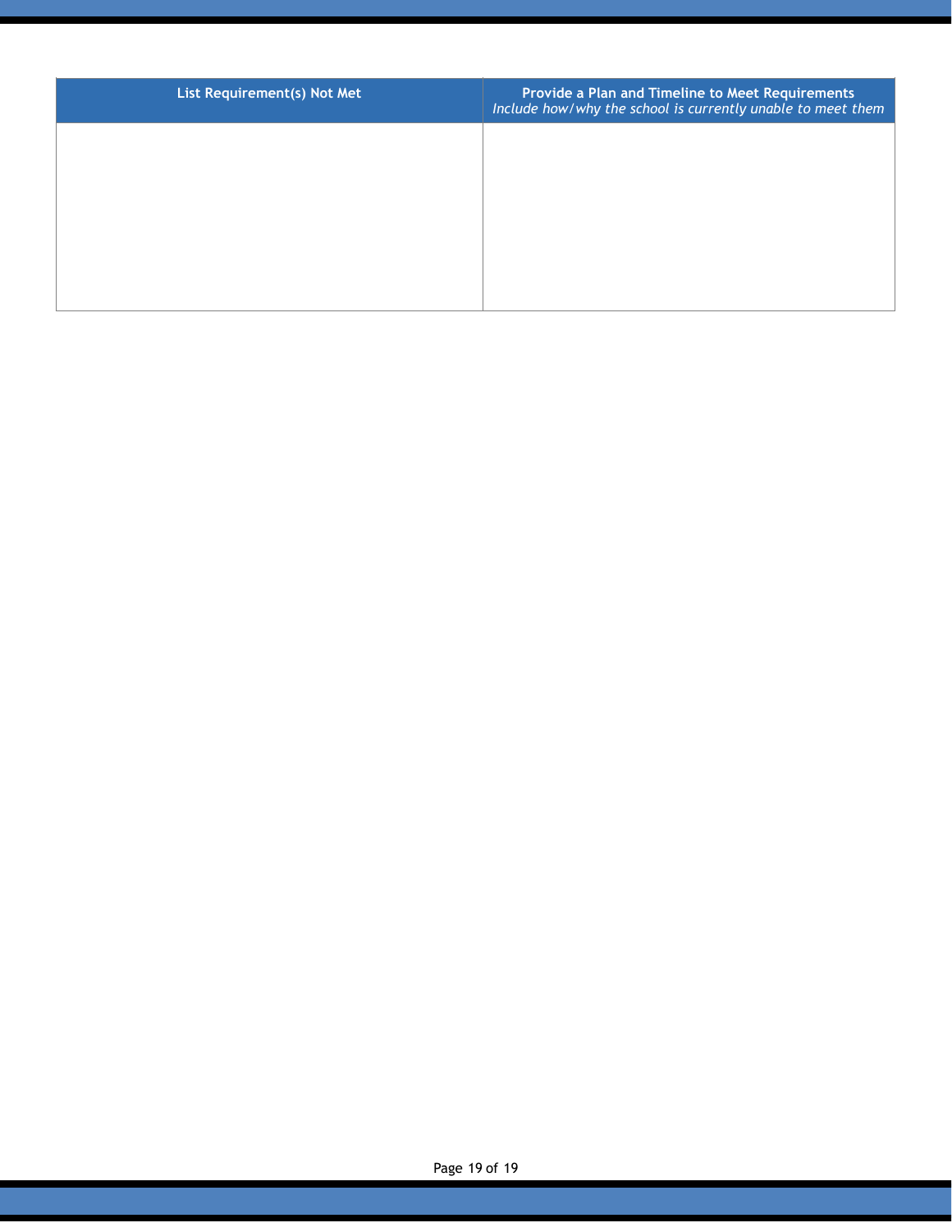| List Requirement(s) Not Met | Provide a Plan and Timeline to Meet Requirements *Include how/why the school is currently unable to meet them* |
|---|---|
| | |